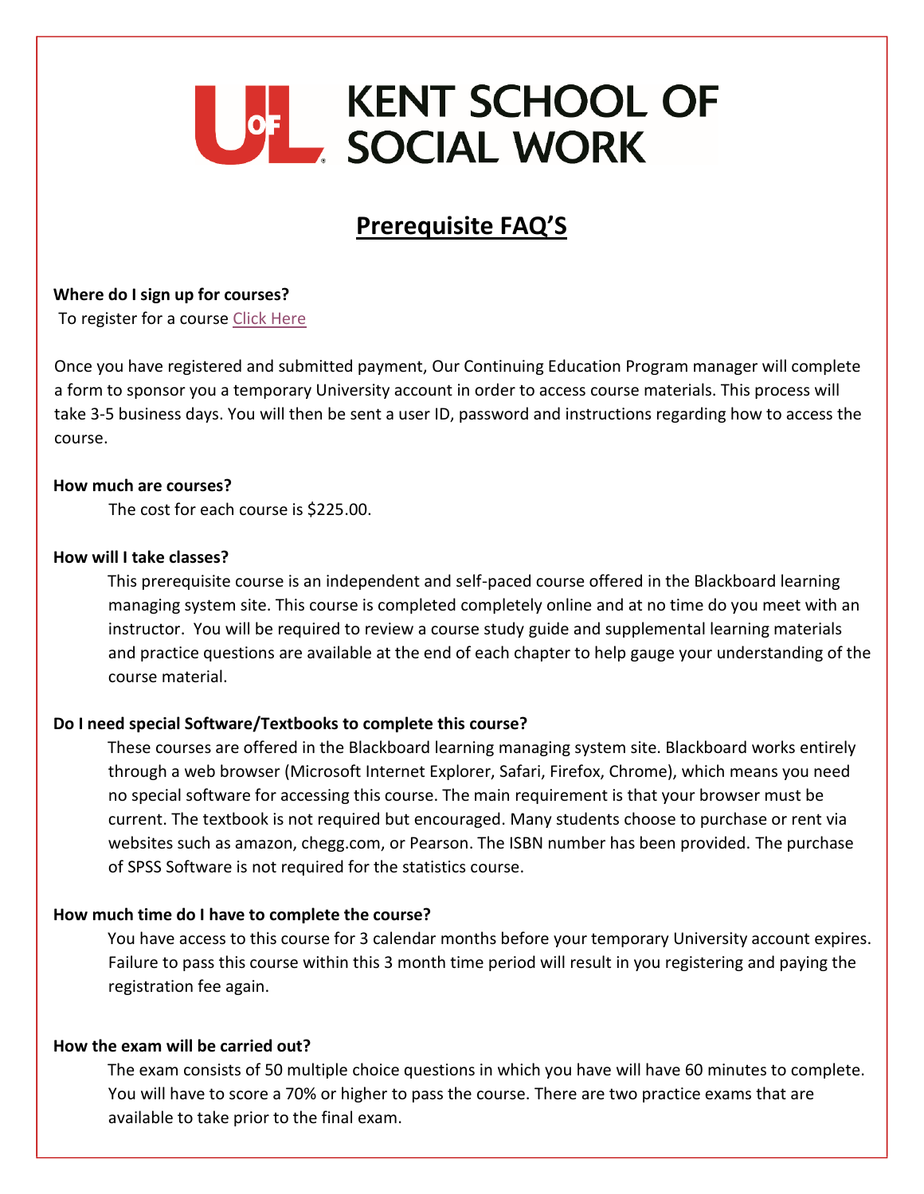# KENT SCHOOL OF SOCIAL WORK

## Prerequisite FAQ'S

**Where do I sign up for courses?**

To register for a course Click Here

Once you have registered and submitted payment, Our Continuing Education Program manager will complete a form to sponsor you a temporary University account in order to access course materials. This process will take 3-5 business days. You will then be sent a user ID, password and instructions regarding how to access the course.

**How much are courses?**

The cost for each course is $225.00.

**How will I take classes?**

This prerequisite course is an independent and self-paced course offered in the Blackboard learning managing system site. This course is completed completely online and at no time do you meet with an instructor. You will be required to review a course study guide and supplemental learning materials and practice questions are available at the end of each chapter to help gauge your understanding of the course material.

**Do I need special Software/Textbooks to complete this course?**

These courses are offered in the Blackboard learning managing system site. Blackboard works entirely through a web browser (Microsoft Internet Explorer, Safari, Firefox, Chrome), which means you need no special software for accessing this course. The main requirement is that your browser must be current. The textbook is not required but encouraged. Many students choose to purchase or rent via websites such as amazon, chegg.com, or Pearson. The ISBN number has been provided. The purchase of SPSS Software is not required for the statistics course.

**How much time do I have to complete the course?**

You have access to this course for 3 calendar months before your temporary University account expires. Failure to pass this course within this 3 month time period will result in you registering and paying the registration fee again.

**How the exam will be carried out?**

The exam consists of 50 multiple choice questions in which you have will have 60 minutes to complete. You will have to score a 70% or higher to pass the course. There are two practice exams that are available to take prior to the final exam.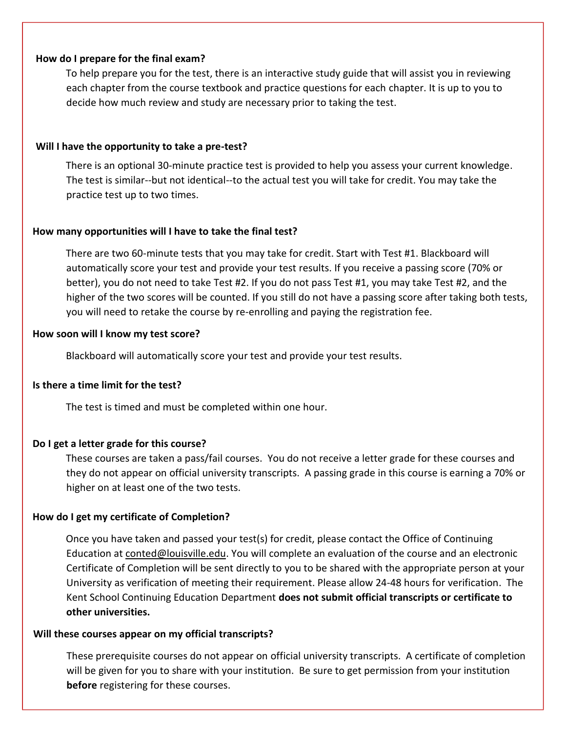**How do I prepare for the final exam?**

To help prepare you for the test, there is an interactive study guide that will assist you in reviewing each chapter from the course textbook and practice questions for each chapter. It is up to you to decide how much review and study are necessary prior to taking the test.

**Will I have the opportunity to take a pre-test?**

There is an optional 30-minute practice test is provided to help you assess your current knowledge. The test is similar--but not identical--to the actual test you will take for credit. You may take the practice test up to two times.

**How many opportunities will I have to take the final test?**

There are two 60-minute tests that you may take for credit. Start with Test #1. Blackboard will automatically score your test and provide your test results. If you receive a passing score (70% or better), you do not need to take Test #2. If you do not pass Test #1, you may take Test #2, and the higher of the two scores will be counted. If you still do not have a passing score after taking both tests, you will need to retake the course by re-enrolling and paying the registration fee.

**How soon will I know my test score?**

Blackboard will automatically score your test and provide your test results.

**Is there a time limit for the test?**

The test is timed and must be completed within one hour.

**Do I get a letter grade for this course?**

These courses are taken a pass/fail courses. You do not receive a letter grade for these courses and they do not appear on official university transcripts. A passing grade in this course is earning a 70% or higher on at least one of the two tests.

**How do I get my certificate of Completion?**

Once you have taken and passed your test(s) for credit, please contact the Office of Continuing Education at conted@louisville.edu. You will complete an evaluation of the course and an electronic Certificate of Completion will be sent directly to you to be shared with the appropriate person at your University as verification of meeting their requirement. Please allow 24-48 hours for verification. The Kent School Continuing Education Department **does not submit official transcripts or certificate to other universities.**

**Will these courses appear on my official transcripts?**

These prerequisite courses do not appear on official university transcripts. A certificate of completion will be given for you to share with your institution. Be sure to get permission from your institution **before** registering for these courses.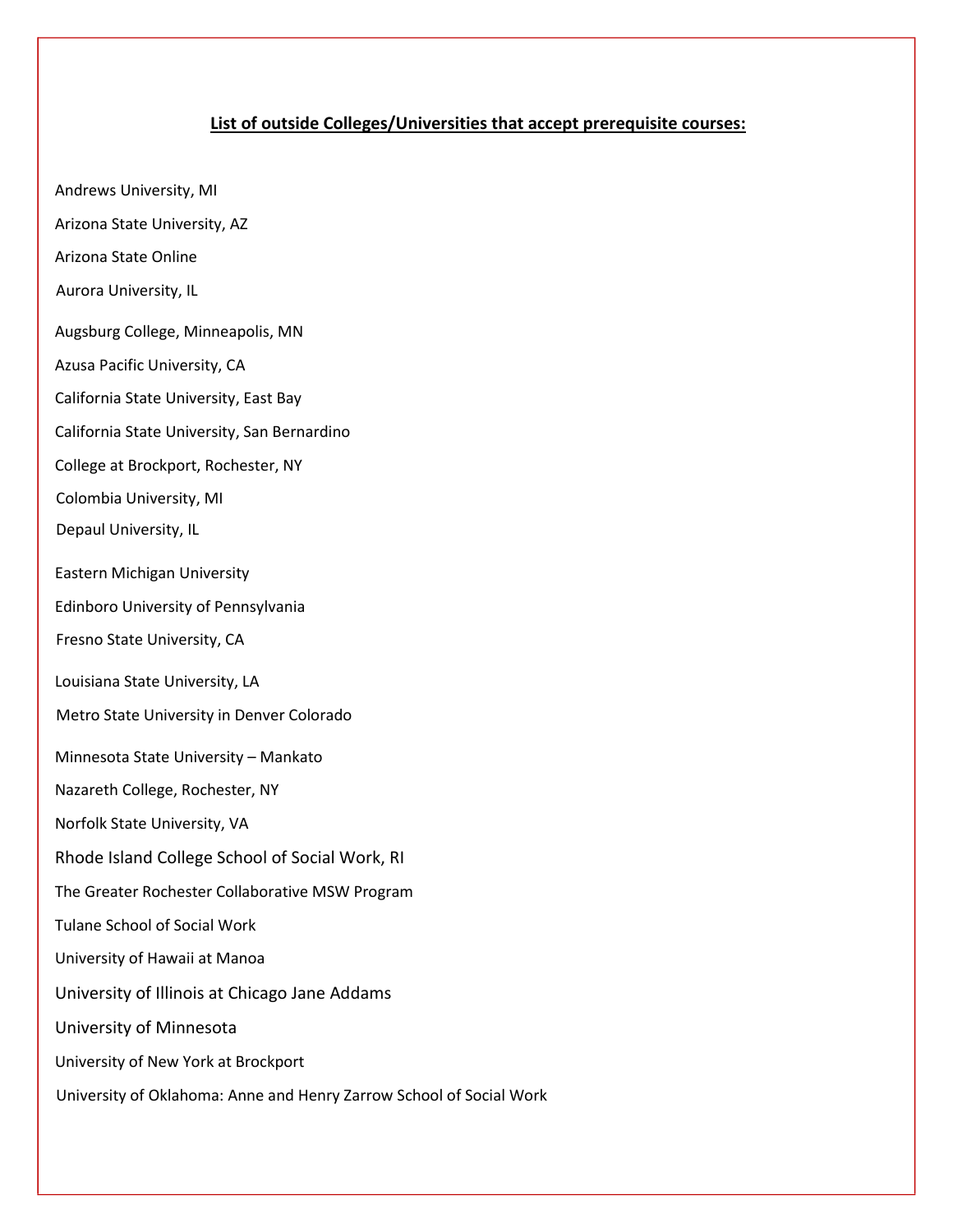**List of outside Colleges/Universities that accept prerequisite courses:**

Andrews University, MI

Arizona State University, AZ

Arizona State Online

Aurora University, IL

Augsburg College, Minneapolis, MN

Azusa Pacific University, CA

California State University, East Bay

California State University, San Bernardino

College at Brockport, Rochester, NY

Colombia University, MI

Depaul University, IL

Eastern Michigan University

Edinboro University of Pennsylvania

Fresno State University, CA

Louisiana State University, LA

Metro State University in Denver Colorado

Minnesota State University – Mankato

Nazareth College, Rochester, NY

Norfolk State University, VA

Rhode Island College School of Social Work, RI

The Greater Rochester Collaborative MSW Program

Tulane School of Social Work

University of Hawaii at Manoa

University of Illinois at Chicago Jane Addams

University of Minnesota

University of New York at Brockport

University of Oklahoma: Anne and Henry Zarrow School of Social Work